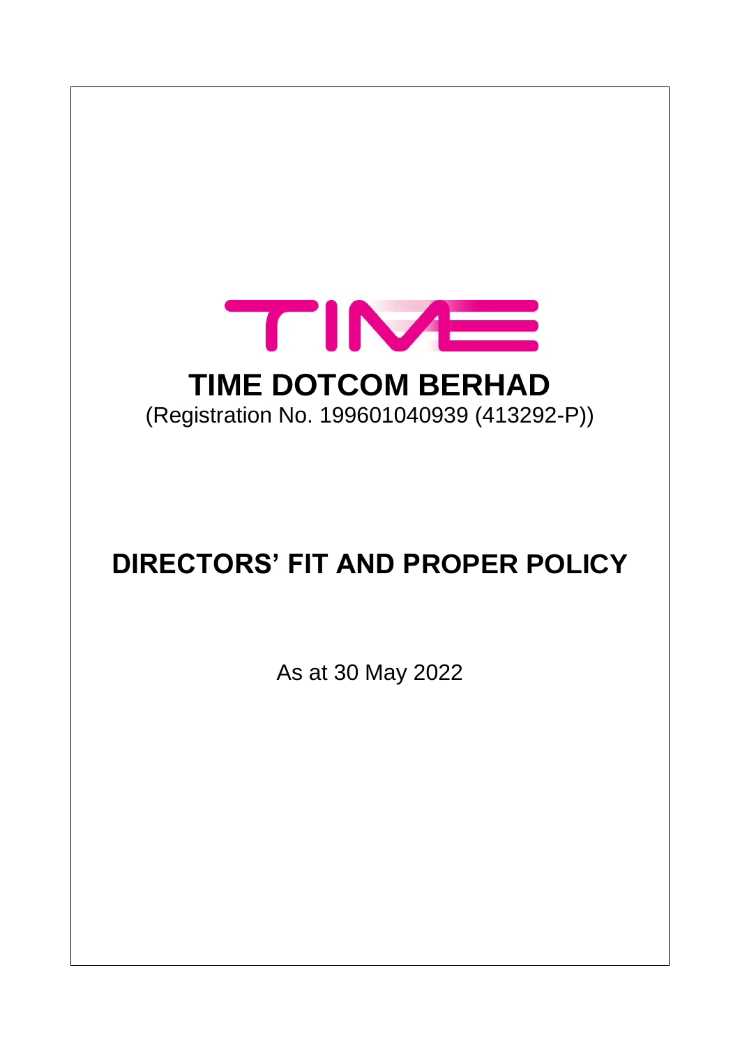# TIME DOTCOM BERHAD

(Registration No. 199601040939 (413292-P))

# DIRECTORS' FIT AND PROPER POLICY

As at 30 May 2022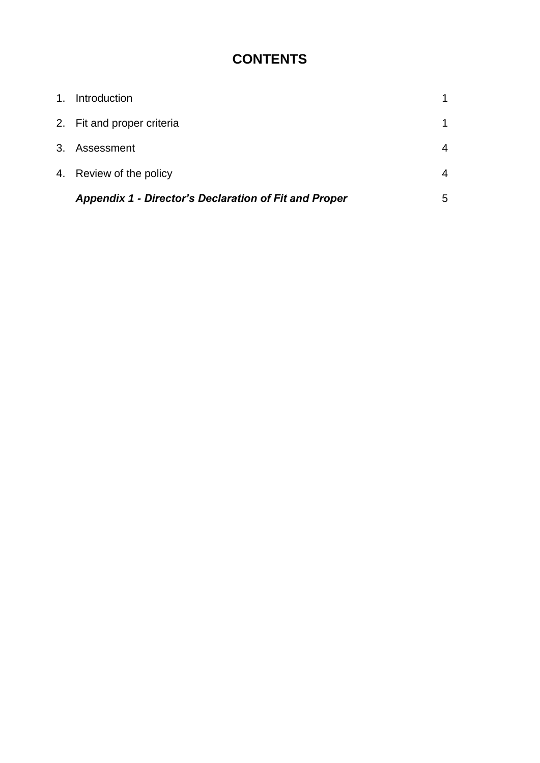# CONTENTS

| | | |
|---|---|---|
| 1. | Introduction | 1 |
| 2. | Fit and proper criteria | 1 |
| 3. | Assessment | 4 |
| 4. | Review of the policy | 4 |
| | ***Appendix 1 - Director's Declaration of Fit and Proper*** | 5 |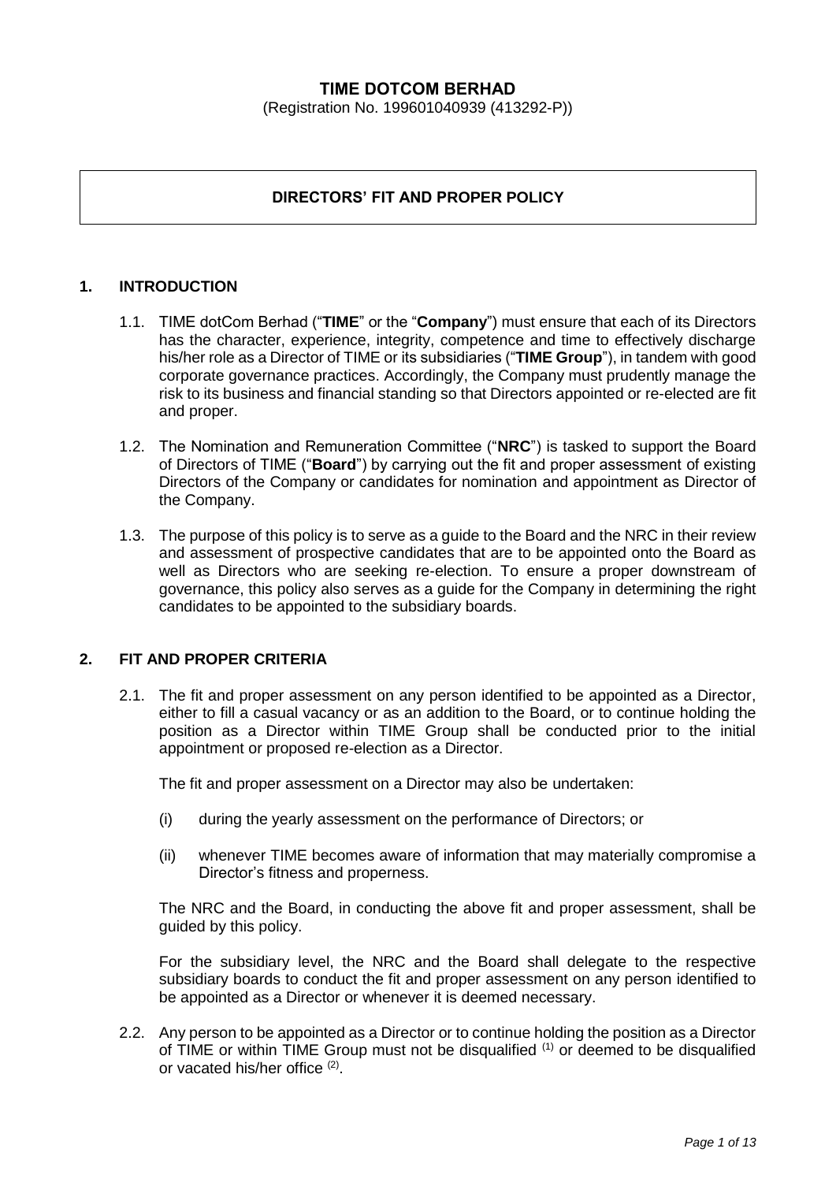# TIME DOTCOM BERHAD

(Registration No. 199601040939 (413292-P))

## DIRECTORS' FIT AND PROPER POLICY

### 1. INTRODUCTION

1.1. TIME dotCom Berhad ("**TIME**" or the "**Company**") must ensure that each of its Directors has the character, experience, integrity, competence and time to effectively discharge his/her role as a Director of TIME or its subsidiaries ("**TIME Group**"), in tandem with good corporate governance practices. Accordingly, the Company must prudently manage the risk to its business and financial standing so that Directors appointed or re-elected are fit and proper.

1.2. The Nomination and Remuneration Committee ("**NRC**") is tasked to support the Board of Directors of TIME ("**Board**") by carrying out the fit and proper assessment of existing Directors of the Company or candidates for nomination and appointment as Director of the Company.

1.3. The purpose of this policy is to serve as a guide to the Board and the NRC in their review and assessment of prospective candidates that are to be appointed onto the Board as well as Directors who are seeking re-election. To ensure a proper downstream of governance, this policy also serves as a guide for the Company in determining the right candidates to be appointed to the subsidiary boards.

### 2. FIT AND PROPER CRITERIA

2.1. The fit and proper assessment on any person identified to be appointed as a Director, either to fill a casual vacancy or as an addition to the Board, or to continue holding the position as a Director within TIME Group shall be conducted prior to the initial appointment or proposed re-election as a Director.

The fit and proper assessment on a Director may also be undertaken:

(i) during the yearly assessment on the performance of Directors; or

(ii) whenever TIME becomes aware of information that may materially compromise a Director's fitness and properness.

The NRC and the Board, in conducting the above fit and proper assessment, shall be guided by this policy.

For the subsidiary level, the NRC and the Board shall delegate to the respective subsidiary boards to conduct the fit and proper assessment on any person identified to be appointed as a Director or whenever it is deemed necessary.

2.2. Any person to be appointed as a Director or to continue holding the position as a Director of TIME or within TIME Group must not be disqualified (1) or deemed to be disqualified or vacated his/her office (2).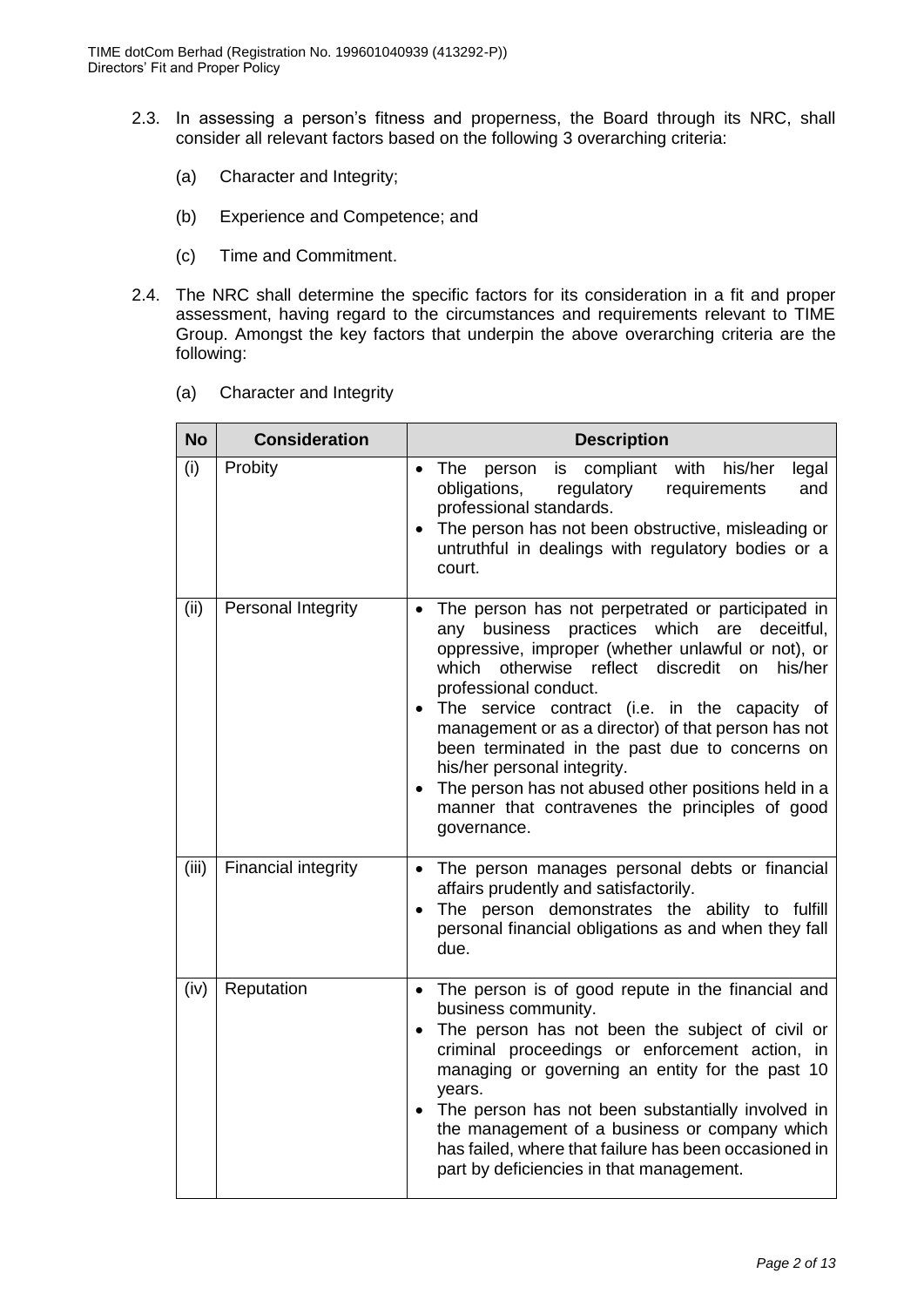2.3. In assessing a person's fitness and properness, the Board through its NRC, shall consider all relevant factors based on the following 3 overarching criteria:

(a) Character and Integrity;

(b) Experience and Competence; and

(c) Time and Commitment.

2.4. The NRC shall determine the specific factors for its consideration in a fit and proper assessment, having regard to the circumstances and requirements relevant to TIME Group. Amongst the key factors that underpin the above overarching criteria are the following:

(a) Character and Integrity

| No | Consideration | Description |
|---|---|---|
| (i) | Probity | • The person is compliant with his/her legal obligations, regulatory requirements and professional standards.<br>• The person has not been obstructive, misleading or untruthful in dealings with regulatory bodies or a court. |
| (ii) | Personal Integrity | • The person has not perpetrated or participated in any business practices which are deceitful, oppressive, improper (whether unlawful or not), or which otherwise reflect discredit on his/her professional conduct.<br>• The service contract (i.e. in the capacity of management or as a director) of that person has not been terminated in the past due to concerns on his/her personal integrity.<br>• The person has not abused other positions held in a manner that contravenes the principles of good governance. |
| (iii) | Financial integrity | • The person manages personal debts or financial affairs prudently and satisfactorily.<br>• The person demonstrates the ability to fulfill personal financial obligations as and when they fall due. |
| (iv) | Reputation | • The person is of good repute in the financial and business community.<br>• The person has not been the subject of civil or criminal proceedings or enforcement action, in managing or governing an entity for the past 10 years.<br>• The person has not been substantially involved in the management of a business or company which has failed, where that failure has been occasioned in part by deficiencies in that management. |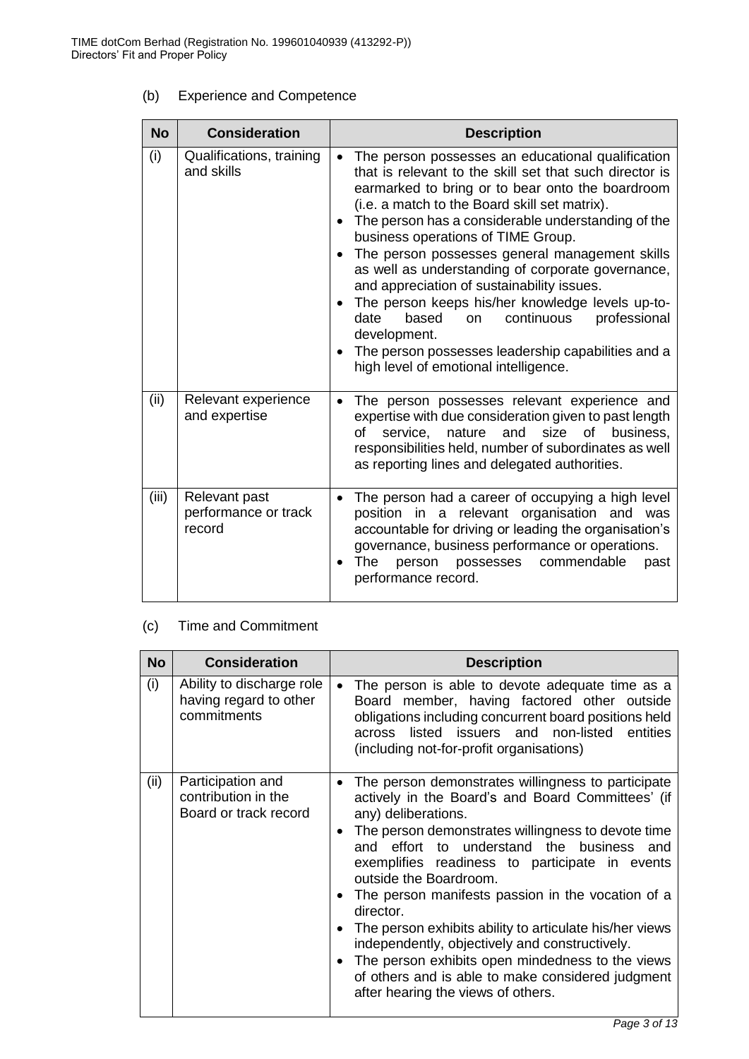(b) Experience and Competence

| No | Consideration | Description |
|---|---|---|
| (i) | Qualifications, training and skills | • The person possesses an educational qualification that is relevant to the skill set that such director is earmarked to bring or to bear onto the boardroom (i.e. a match to the Board skill set matrix).<br>• The person has a considerable understanding of the business operations of TIME Group.<br>• The person possesses general management skills as well as understanding of corporate governance, and appreciation of sustainability issues.<br>• The person keeps his/her knowledge levels up-to-date based on continuous professional development.<br>• The person possesses leadership capabilities and a high level of emotional intelligence. |
| (ii) | Relevant experience and expertise | • The person possesses relevant experience and expertise with due consideration given to past length of service, nature and size of business, responsibilities held, number of subordinates as well as reporting lines and delegated authorities. |
| (iii) | Relevant past performance or track record | • The person had a career of occupying a high level position in a relevant organisation and was accountable for driving or leading the organisation's governance, business performance or operations.<br>• The person possesses commendable past performance record. |

(c) Time and Commitment

| No | Consideration | Description |
|---|---|---|
| (i) | Ability to discharge role having regard to other commitments | • The person is able to devote adequate time as a Board member, having factored other outside obligations including concurrent board positions held across listed issuers and non-listed entities (including not-for-profit organisations) |
| (ii) | Participation and contribution in the Board or track record | • The person demonstrates willingness to participate actively in the Board's and Board Committees' (if any) deliberations.<br>• The person demonstrates willingness to devote time and effort to understand the business and exemplifies readiness to participate in events outside the Boardroom.<br>• The person manifests passion in the vocation of a director.<br>• The person exhibits ability to articulate his/her views independently, objectively and constructively.<br>• The person exhibits open mindedness to the views of others and is able to make considered judgment after hearing the views of others. |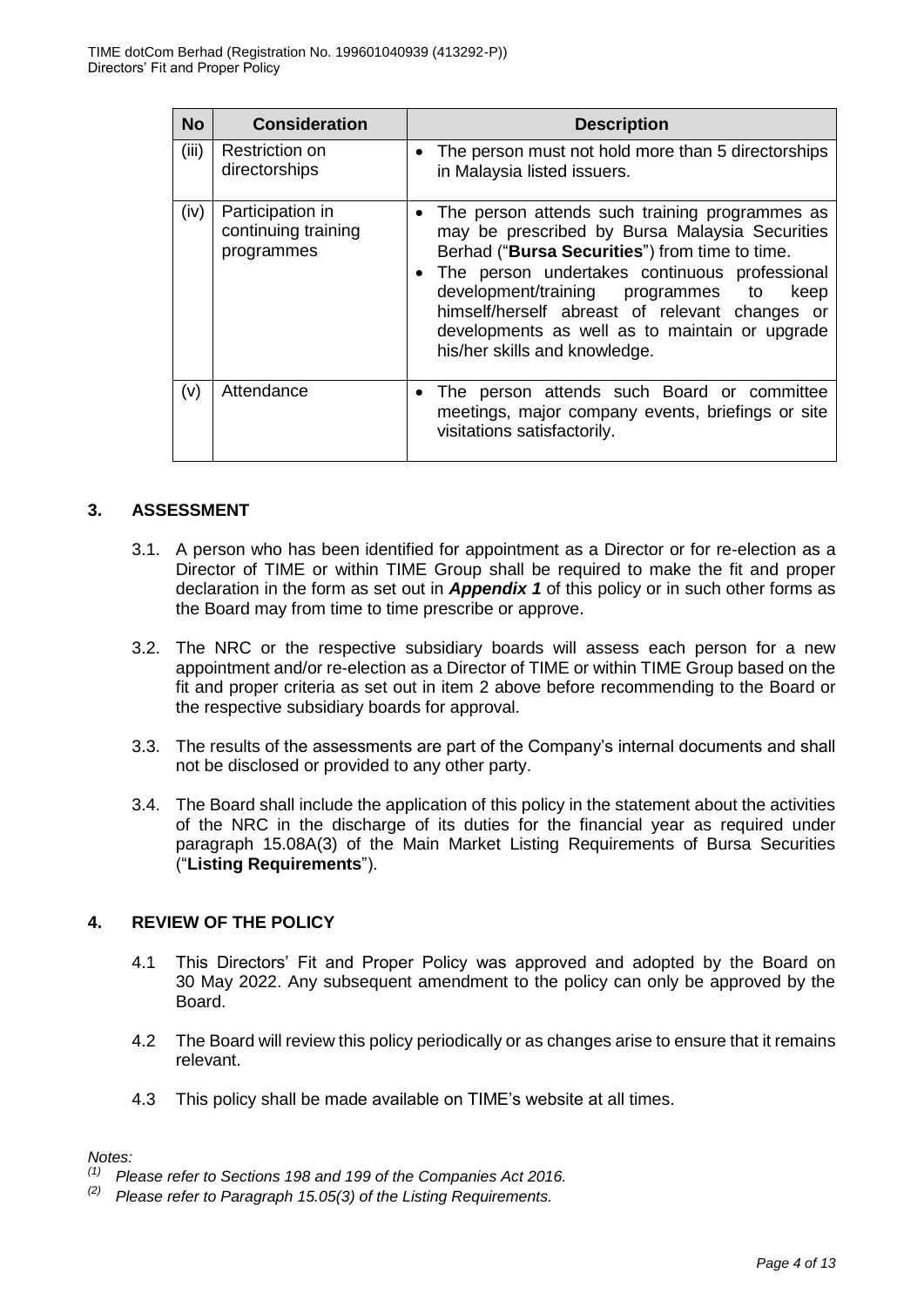| No | Consideration | Description |
|---|---|---|
| (iii) | Restriction on directorships | • The person must not hold more than 5 directorships in Malaysia listed issuers. |
| (iv) | Participation in continuing training programmes | • The person attends such training programmes as may be prescribed by Bursa Malaysia Securities Berhad ("**Bursa Securities**") from time to time.<br>• The person undertakes continuous professional development/training programmes to keep himself/herself abreast of relevant changes or developments as well as to maintain or upgrade his/her skills and knowledge. |
| (v) | Attendance | • The person attends such Board or committee meetings, major company events, briefings or site visitations satisfactorily. |

## 3. ASSESSMENT

3.1. A person who has been identified for appointment as a Director or for re-election as a Director of TIME or within TIME Group shall be required to make the fit and proper declaration in the form as set out in ***Appendix 1*** of this policy or in such other forms as the Board may from time to time prescribe or approve.

3.2. The NRC or the respective subsidiary boards will assess each person for a new appointment and/or re-election as a Director of TIME or within TIME Group based on the fit and proper criteria as set out in item 2 above before recommending to the Board or the respective subsidiary boards for approval.

3.3. The results of the assessments are part of the Company's internal documents and shall not be disclosed or provided to any other party.

3.4. The Board shall include the application of this policy in the statement about the activities of the NRC in the discharge of its duties for the financial year as required under paragraph 15.08A(3) of the Main Market Listing Requirements of Bursa Securities ("**Listing Requirements**").

## 4. REVIEW OF THE POLICY

4.1 This Directors' Fit and Proper Policy was approved and adopted by the Board on 30 May 2022. Any subsequent amendment to the policy can only be approved by the Board.

4.2 The Board will review this policy periodically or as changes arise to ensure that it remains relevant.

4.3 This policy shall be made available on TIME's website at all times.

*Notes:*

*(1) Please refer to Sections 198 and 199 of the Companies Act 2016.*

*(2) Please refer to Paragraph 15.05(3) of the Listing Requirements.*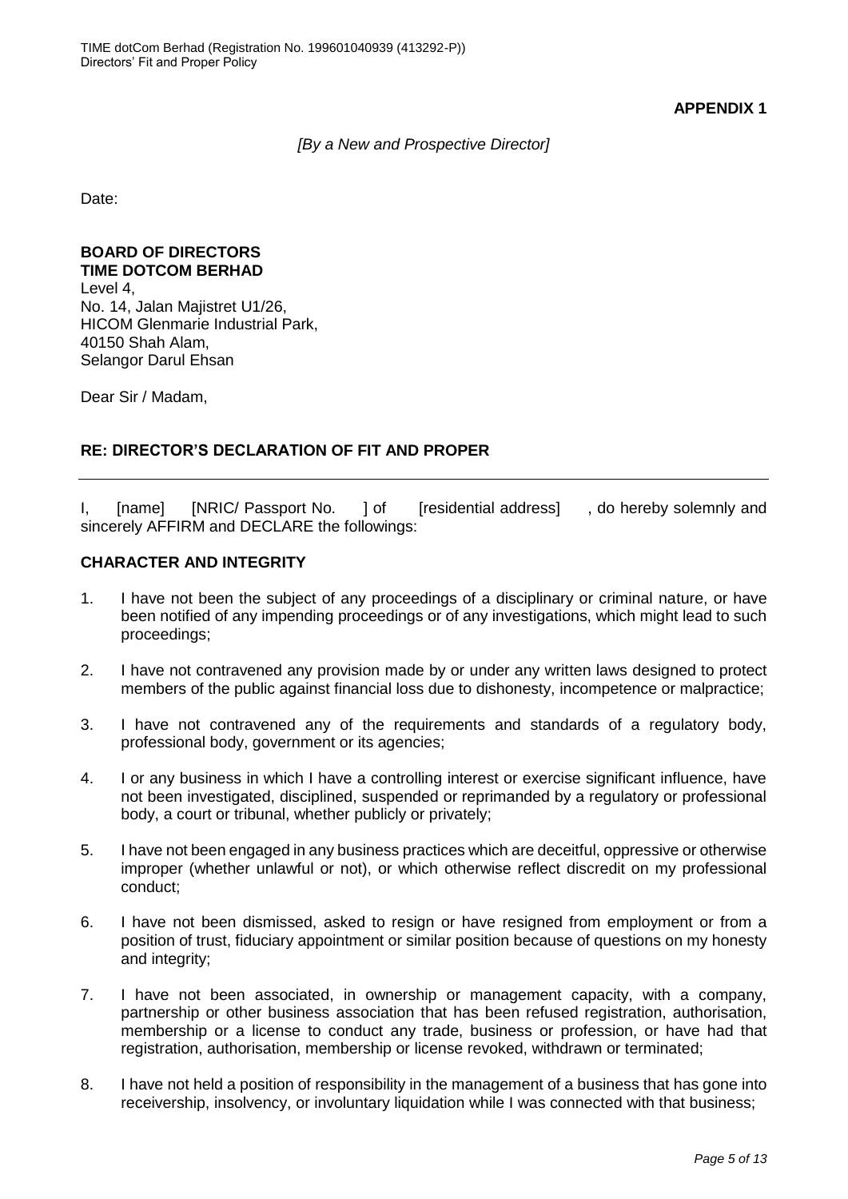**APPENDIX 1**

*[By a New and Prospective Director]*

Date:

**BOARD OF DIRECTORS**
**TIME DOTCOM BERHAD**
Level 4,
No. 14, Jalan Majistret U1/26,
HICOM Glenmarie Industrial Park,
40150 Shah Alam,
Selangor Darul Ehsan

Dear Sir / Madam,

## RE: DIRECTOR'S DECLARATION OF FIT AND PROPER

I, [name] [NRIC/ Passport No. ] of [residential address] , do hereby solemnly and sincerely AFFIRM and DECLARE the followings:

### CHARACTER AND INTEGRITY

1. I have not been the subject of any proceedings of a disciplinary or criminal nature, or have been notified of any impending proceedings or of any investigations, which might lead to such proceedings;

2. I have not contravened any provision made by or under any written laws designed to protect members of the public against financial loss due to dishonesty, incompetence or malpractice;

3. I have not contravened any of the requirements and standards of a regulatory body, professional body, government or its agencies;

4. I or any business in which I have a controlling interest or exercise significant influence, have not been investigated, disciplined, suspended or reprimanded by a regulatory or professional body, a court or tribunal, whether publicly or privately;

5. I have not been engaged in any business practices which are deceitful, oppressive or otherwise improper (whether unlawful or not), or which otherwise reflect discredit on my professional conduct;

6. I have not been dismissed, asked to resign or have resigned from employment or from a position of trust, fiduciary appointment or similar position because of questions on my honesty and integrity;

7. I have not been associated, in ownership or management capacity, with a company, partnership or other business association that has been refused registration, authorisation, membership or a license to conduct any trade, business or profession, or have had that registration, authorisation, membership or license revoked, withdrawn or terminated;

8. I have not held a position of responsibility in the management of a business that has gone into receivership, insolvency, or involuntary liquidation while I was connected with that business;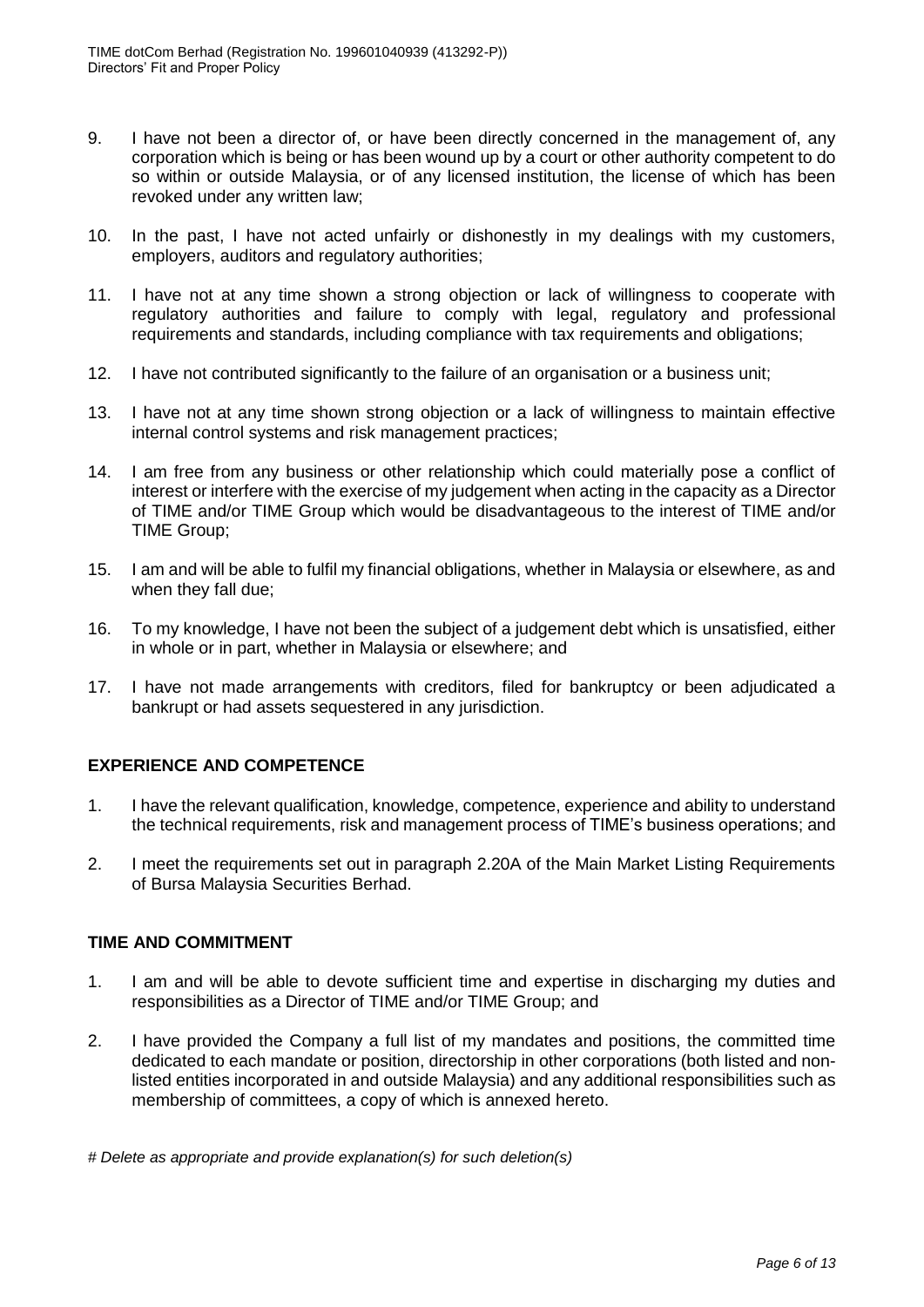9. I have not been a director of, or have been directly concerned in the management of, any corporation which is being or has been wound up by a court or other authority competent to do so within or outside Malaysia, or of any licensed institution, the license of which has been revoked under any written law;

10. In the past, I have not acted unfairly or dishonestly in my dealings with my customers, employers, auditors and regulatory authorities;

11. I have not at any time shown a strong objection or lack of willingness to cooperate with regulatory authorities and failure to comply with legal, regulatory and professional requirements and standards, including compliance with tax requirements and obligations;

12. I have not contributed significantly to the failure of an organisation or a business unit;

13. I have not at any time shown strong objection or a lack of willingness to maintain effective internal control systems and risk management practices;

14. I am free from any business or other relationship which could materially pose a conflict of interest or interfere with the exercise of my judgement when acting in the capacity as a Director of TIME and/or TIME Group which would be disadvantageous to the interest of TIME and/or TIME Group;

15. I am and will be able to fulfil my financial obligations, whether in Malaysia or elsewhere, as and when they fall due;

16. To my knowledge, I have not been the subject of a judgement debt which is unsatisfied, either in whole or in part, whether in Malaysia or elsewhere; and

17. I have not made arrangements with creditors, filed for bankruptcy or been adjudicated a bankrupt or had assets sequestered in any jurisdiction.

**EXPERIENCE AND COMPETENCE**

1. I have the relevant qualification, knowledge, competence, experience and ability to understand the technical requirements, risk and management process of TIME's business operations; and

2. I meet the requirements set out in paragraph 2.20A of the Main Market Listing Requirements of Bursa Malaysia Securities Berhad.

**TIME AND COMMITMENT**

1. I am and will be able to devote sufficient time and expertise in discharging my duties and responsibilities as a Director of TIME and/or TIME Group; and

2. I have provided the Company a full list of my mandates and positions, the committed time dedicated to each mandate or position, directorship in other corporations (both listed and non-listed entities incorporated in and outside Malaysia) and any additional responsibilities such as membership of committees, a copy of which is annexed hereto.

*# Delete as appropriate and provide explanation(s) for such deletion(s)*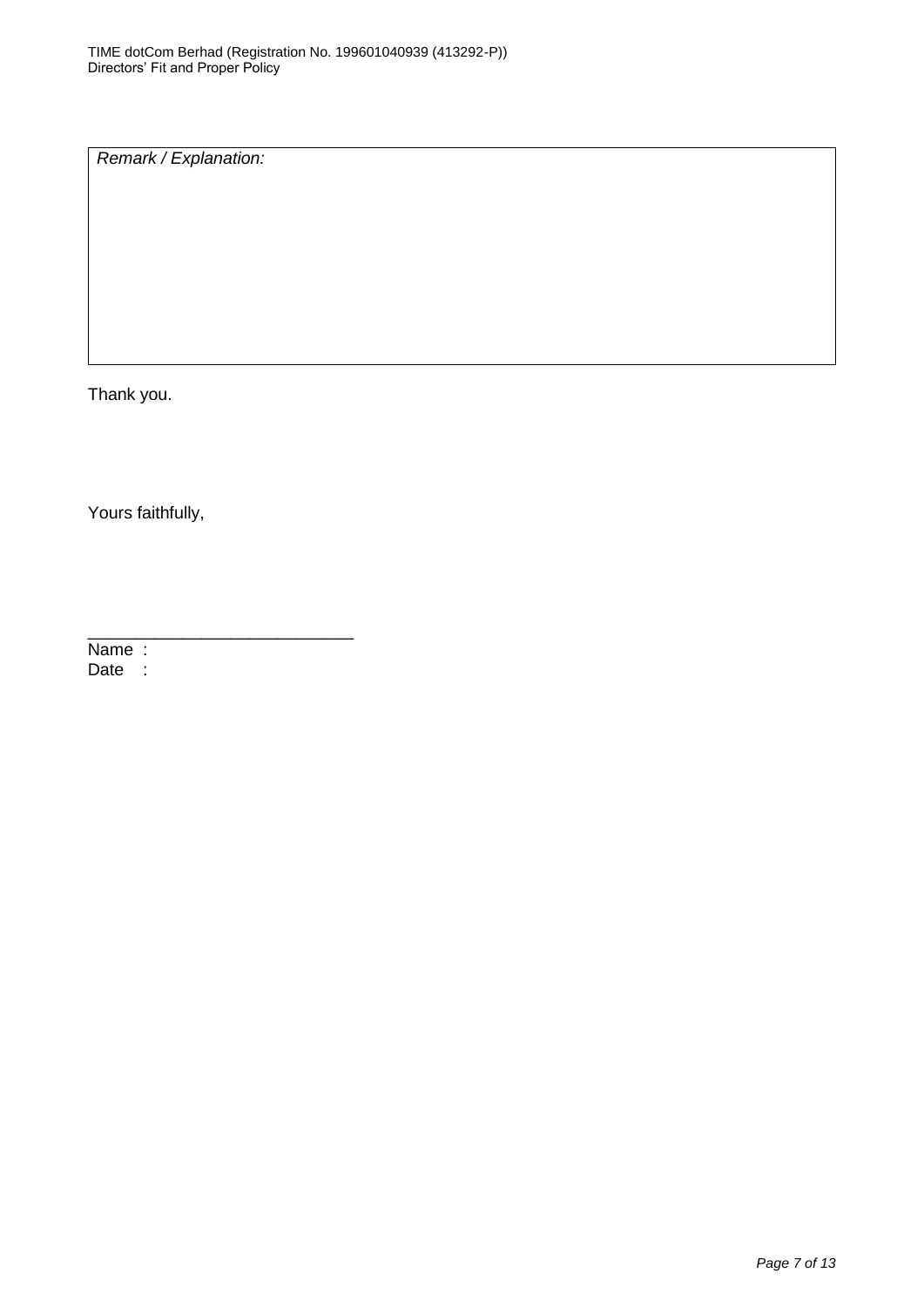| *Remark / Explanation:* |
| --- |
| |

Thank you.

Yours faithfully,

\_\_\_\_\_\_\_\_\_\_\_\_\_\_\_\_\_\_\_\_\_\_\_\_\_\_\_\_

Name :

Date :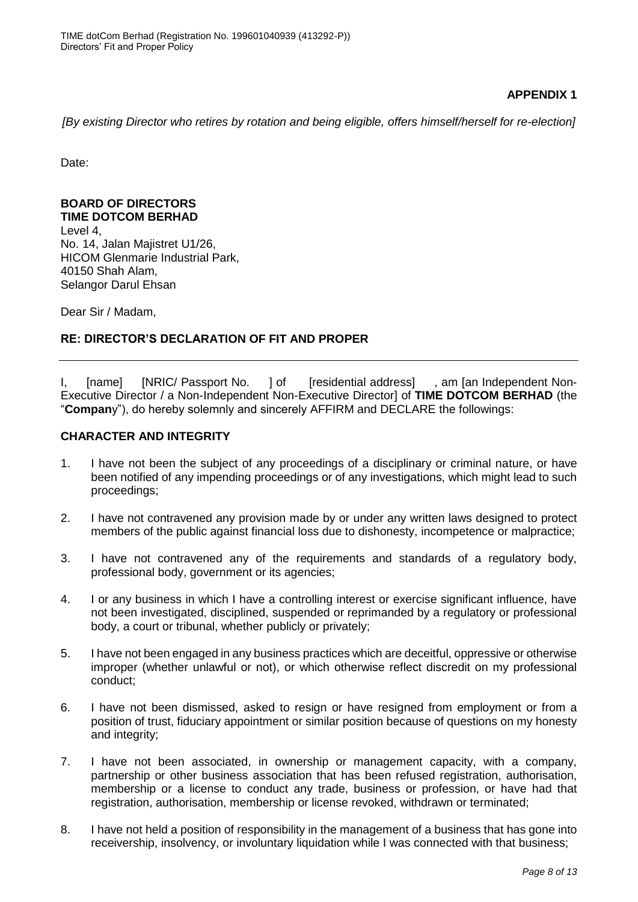**APPENDIX 1**

*[By existing Director who retires by rotation and being eligible, offers himself/herself for re-election]*

Date:

**BOARD OF DIRECTORS**
**TIME DOTCOM BERHAD**
Level 4,
No. 14, Jalan Majistret U1/26,
HICOM Glenmarie Industrial Park,
40150 Shah Alam,
Selangor Darul Ehsan

Dear Sir / Madam,

**RE: DIRECTOR'S DECLARATION OF FIT AND PROPER**

---

I, [name] [NRIC/ Passport No. ] of [residential address] , am [an Independent Non-Executive Director / a Non-Independent Non-Executive Director] of **TIME DOTCOM BERHAD** (the "**Company**"), do hereby solemnly and sincerely AFFIRM and DECLARE the followings:

**CHARACTER AND INTEGRITY**

1. I have not been the subject of any proceedings of a disciplinary or criminal nature, or have been notified of any impending proceedings or of any investigations, which might lead to such proceedings;

2. I have not contravened any provision made by or under any written laws designed to protect members of the public against financial loss due to dishonesty, incompetence or malpractice;

3. I have not contravened any of the requirements and standards of a regulatory body, professional body, government or its agencies;

4. I or any business in which I have a controlling interest or exercise significant influence, have not been investigated, disciplined, suspended or reprimanded by a regulatory or professional body, a court or tribunal, whether publicly or privately;

5. I have not been engaged in any business practices which are deceitful, oppressive or otherwise improper (whether unlawful or not), or which otherwise reflect discredit on my professional conduct;

6. I have not been dismissed, asked to resign or have resigned from employment or from a position of trust, fiduciary appointment or similar position because of questions on my honesty and integrity;

7. I have not been associated, in ownership or management capacity, with a company, partnership or other business association that has been refused registration, authorisation, membership or a license to conduct any trade, business or profession, or have had that registration, authorisation, membership or license revoked, withdrawn or terminated;

8. I have not held a position of responsibility in the management of a business that has gone into receivership, insolvency, or involuntary liquidation while I was connected with that business;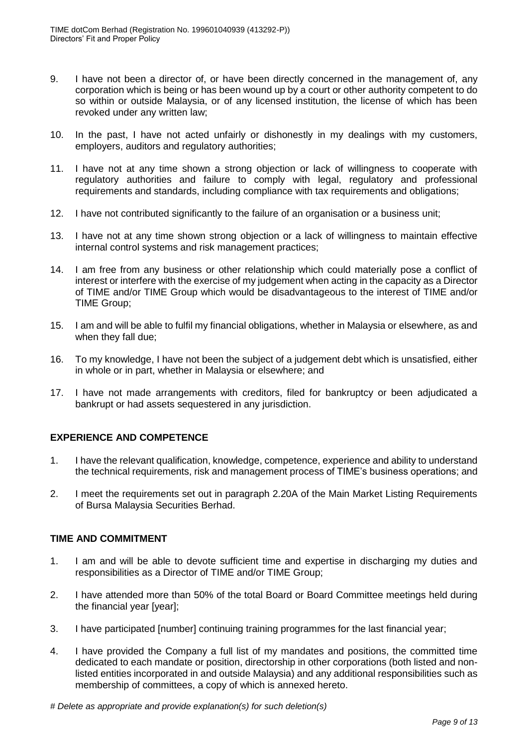9. I have not been a director of, or have been directly concerned in the management of, any corporation which is being or has been wound up by a court or other authority competent to do so within or outside Malaysia, or of any licensed institution, the license of which has been revoked under any written law;

10. In the past, I have not acted unfairly or dishonestly in my dealings with my customers, employers, auditors and regulatory authorities;

11. I have not at any time shown a strong objection or lack of willingness to cooperate with regulatory authorities and failure to comply with legal, regulatory and professional requirements and standards, including compliance with tax requirements and obligations;

12. I have not contributed significantly to the failure of an organisation or a business unit;

13. I have not at any time shown strong objection or a lack of willingness to maintain effective internal control systems and risk management practices;

14. I am free from any business or other relationship which could materially pose a conflict of interest or interfere with the exercise of my judgement when acting in the capacity as a Director of TIME and/or TIME Group which would be disadvantageous to the interest of TIME and/or TIME Group;

15. I am and will be able to fulfil my financial obligations, whether in Malaysia or elsewhere, as and when they fall due;

16. To my knowledge, I have not been the subject of a judgement debt which is unsatisfied, either in whole or in part, whether in Malaysia or elsewhere; and

17. I have not made arrangements with creditors, filed for bankruptcy or been adjudicated a bankrupt or had assets sequestered in any jurisdiction.

## EXPERIENCE AND COMPETENCE

1. I have the relevant qualification, knowledge, competence, experience and ability to understand the technical requirements, risk and management process of TIME's business operations; and

2. I meet the requirements set out in paragraph 2.20A of the Main Market Listing Requirements of Bursa Malaysia Securities Berhad.

## TIME AND COMMITMENT

1. I am and will be able to devote sufficient time and expertise in discharging my duties and responsibilities as a Director of TIME and/or TIME Group;

2. I have attended more than 50% of the total Board or Board Committee meetings held during the financial year [year];

3. I have participated [number] continuing training programmes for the last financial year;

4. I have provided the Company a full list of my mandates and positions, the committed time dedicated to each mandate or position, directorship in other corporations (both listed and non-listed entities incorporated in and outside Malaysia) and any additional responsibilities such as membership of committees, a copy of which is annexed hereto.

*# Delete as appropriate and provide explanation(s) for such deletion(s)*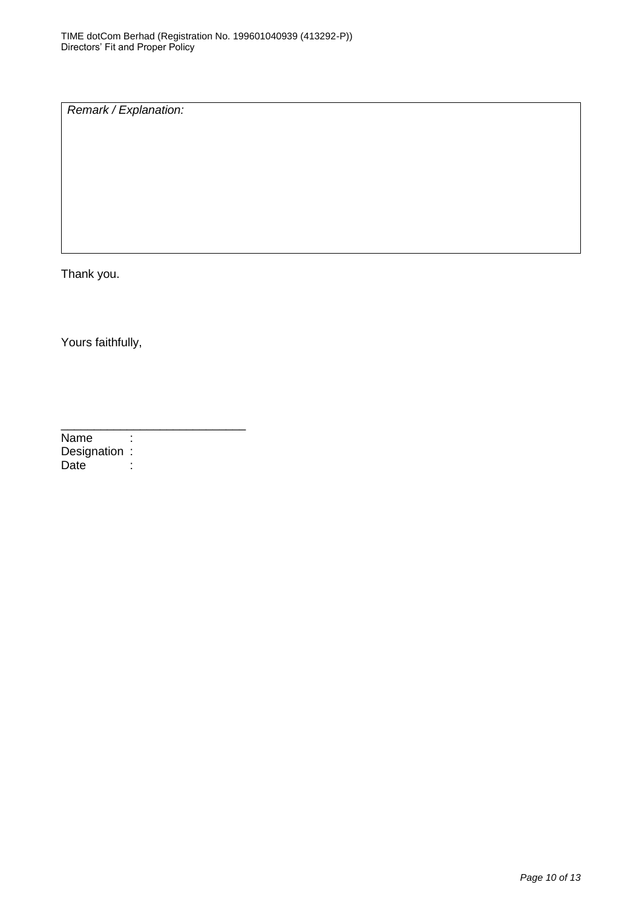| *Remark / Explanation:* |
|---|
| |

Thank you.

Yours faithfully,

\_\_\_\_\_\_\_\_\_\_\_\_\_\_\_\_\_\_\_\_\_\_\_\_\_\_\_\_

Name :
Designation :
Date :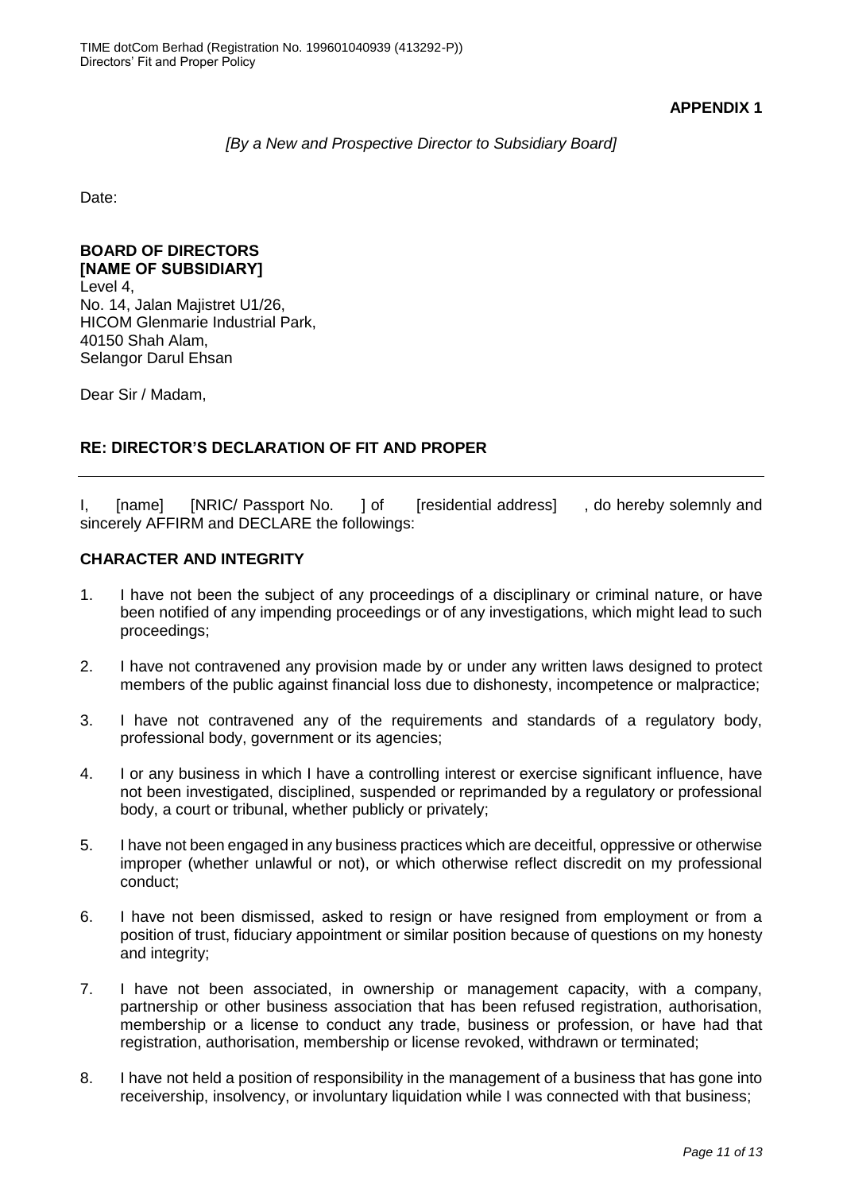**APPENDIX 1**

*[By a New and Prospective Director to Subsidiary Board]*

Date:

**BOARD OF DIRECTORS**
**[NAME OF SUBSIDIARY]**
Level 4,
No. 14, Jalan Majistret U1/26,
HICOM Glenmarie Industrial Park,
40150 Shah Alam,
Selangor Darul Ehsan

Dear Sir / Madam,

**RE: DIRECTOR'S DECLARATION OF FIT AND PROPER**

---

I, [name] [NRIC/ Passport No. ] of [residential address] , do hereby solemnly and sincerely AFFIRM and DECLARE the followings:

**CHARACTER AND INTEGRITY**

1. I have not been the subject of any proceedings of a disciplinary or criminal nature, or have been notified of any impending proceedings or of any investigations, which might lead to such proceedings;

2. I have not contravened any provision made by or under any written laws designed to protect members of the public against financial loss due to dishonesty, incompetence or malpractice;

3. I have not contravened any of the requirements and standards of a regulatory body, professional body, government or its agencies;

4. I or any business in which I have a controlling interest or exercise significant influence, have not been investigated, disciplined, suspended or reprimanded by a regulatory or professional body, a court or tribunal, whether publicly or privately;

5. I have not been engaged in any business practices which are deceitful, oppressive or otherwise improper (whether unlawful or not), or which otherwise reflect discredit on my professional conduct;

6. I have not been dismissed, asked to resign or have resigned from employment or from a position of trust, fiduciary appointment or similar position because of questions on my honesty and integrity;

7. I have not been associated, in ownership or management capacity, with a company, partnership or other business association that has been refused registration, authorisation, membership or a license to conduct any trade, business or profession, or have had that registration, authorisation, membership or license revoked, withdrawn or terminated;

8. I have not held a position of responsibility in the management of a business that has gone into receivership, insolvency, or involuntary liquidation while I was connected with that business;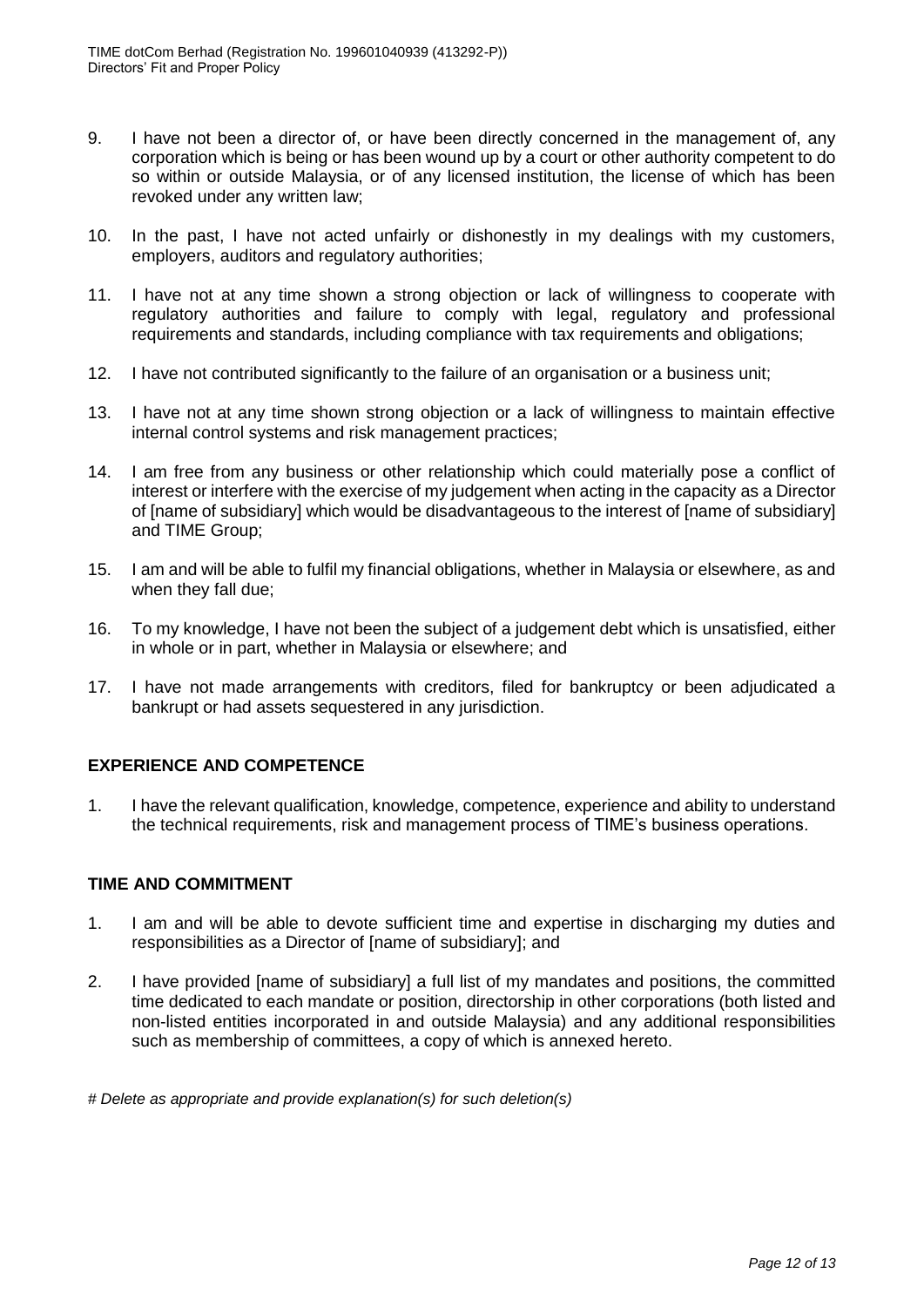9. I have not been a director of, or have been directly concerned in the management of, any corporation which is being or has been wound up by a court or other authority competent to do so within or outside Malaysia, or of any licensed institution, the license of which has been revoked under any written law;

10. In the past, I have not acted unfairly or dishonestly in my dealings with my customers, employers, auditors and regulatory authorities;

11. I have not at any time shown a strong objection or lack of willingness to cooperate with regulatory authorities and failure to comply with legal, regulatory and professional requirements and standards, including compliance with tax requirements and obligations;

12. I have not contributed significantly to the failure of an organisation or a business unit;

13. I have not at any time shown strong objection or a lack of willingness to maintain effective internal control systems and risk management practices;

14. I am free from any business or other relationship which could materially pose a conflict of interest or interfere with the exercise of my judgement when acting in the capacity as a Director of [name of subsidiary] which would be disadvantageous to the interest of [name of subsidiary] and TIME Group;

15. I am and will be able to fulfil my financial obligations, whether in Malaysia or elsewhere, as and when they fall due;

16. To my knowledge, I have not been the subject of a judgement debt which is unsatisfied, either in whole or in part, whether in Malaysia or elsewhere; and

17. I have not made arrangements with creditors, filed for bankruptcy or been adjudicated a bankrupt or had assets sequestered in any jurisdiction.

**EXPERIENCE AND COMPETENCE**

1. I have the relevant qualification, knowledge, competence, experience and ability to understand the technical requirements, risk and management process of TIME's business operations.

**TIME AND COMMITMENT**

1. I am and will be able to devote sufficient time and expertise in discharging my duties and responsibilities as a Director of [name of subsidiary]; and

2. I have provided [name of subsidiary] a full list of my mandates and positions, the committed time dedicated to each mandate or position, directorship in other corporations (both listed and non-listed entities incorporated in and outside Malaysia) and any additional responsibilities such as membership of committees, a copy of which is annexed hereto.

*# Delete as appropriate and provide explanation(s) for such deletion(s)*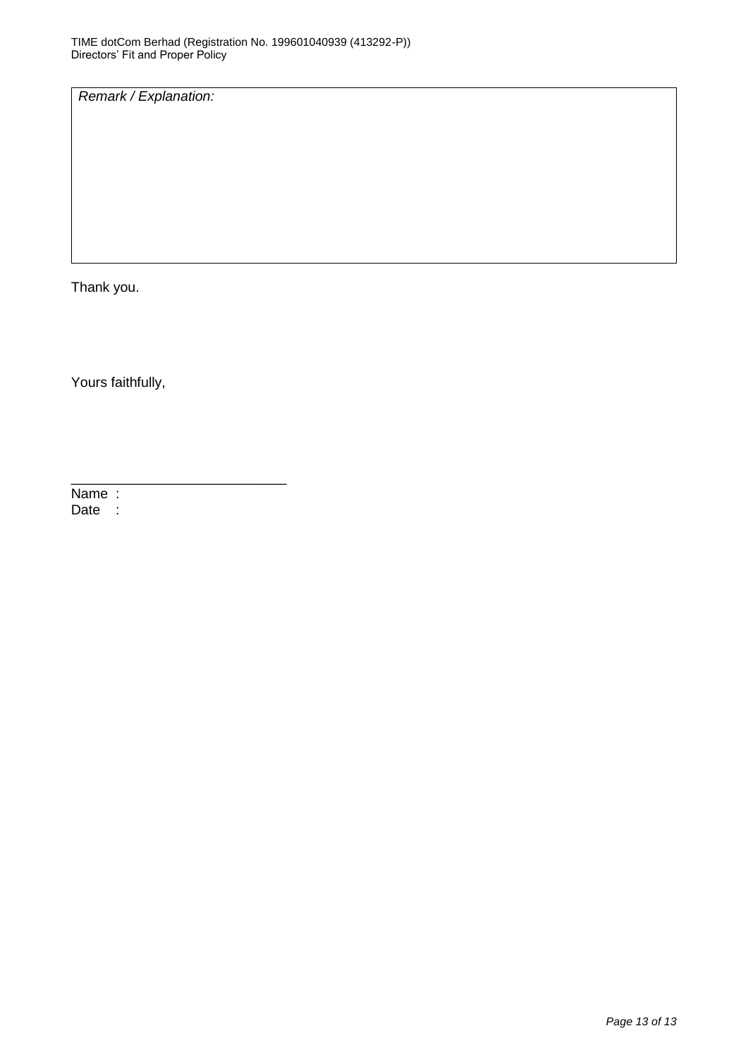| *Remark / Explanation:* |
| --- |
| |

Thank you.

Yours faithfully,

\_\_\_\_\_\_\_\_\_\_\_\_\_\_\_\_\_\_\_\_\_\_\_\_\_\_\_\_

Name :

Date :